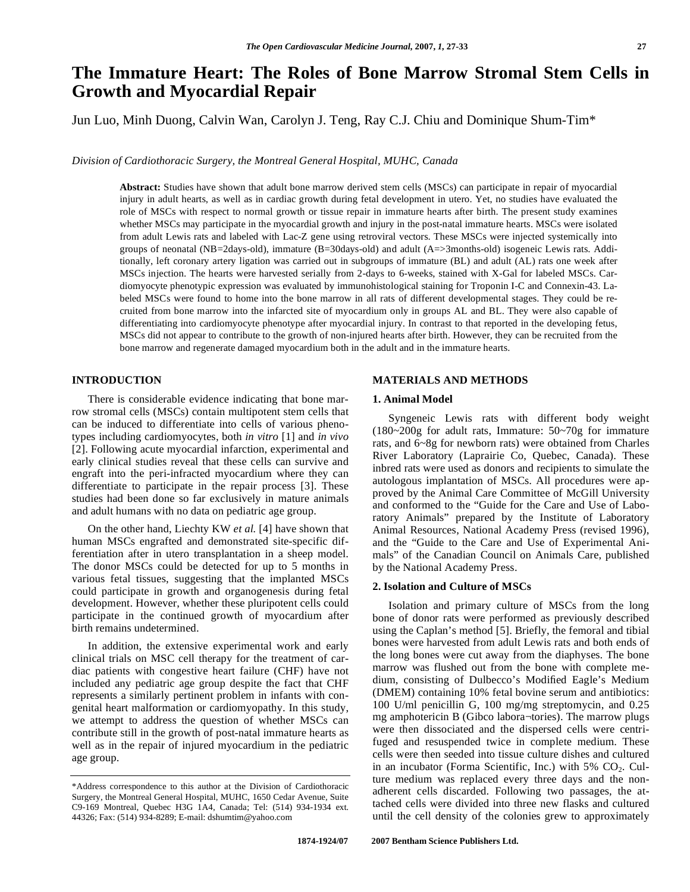# The Immature Heart: The Roles of Bone Marrow Stromal Stem Cells in Growth and Myocardial Repair

Jun Luo, Minh Duong, Calvin Wan, Carolyn J. Teng, Ray C.J. Chiu and Dominique Shum-Tim*

*Division of Cardiothoracic Surgery, the Montreal General Hospital, MUHC, Canada*

**Abstract:** Studies have shown that adult bone marrow derived stem cells (MSCs) can participate in repair of myocardial injury in adult hearts, as well as in cardiac growth during fetal development in utero. Yet, no studies have evaluated the role of MSCs with respect to normal growth or tissue repair in immature hearts after birth. The present study examines whether MSCs may participate in the myocardial growth and injury in the post-natal immature hearts. MSCs were isolated from adult Lewis rats and labeled with Lac-Z gene using retroviral vectors. These MSCs were injected systemically into groups of neonatal (NB=2days-old), immature (B=30days-old) and adult (A=>3months-old) isogeneic Lewis rats. Additionally, left coronary artery ligation was carried out in subgroups of immature (BL) and adult (AL) rats one week after MSCs injection. The hearts were harvested serially from 2-days to 6-weeks, stained with X-Gal for labeled MSCs. Cardiomyocyte phenotypic expression was evaluated by immunohistological staining for Troponin I-C and Connexin-43. Labeled MSCs were found to home into the bone marrow in all rats of different developmental stages. They could be recruited from bone marrow into the infarcted site of myocardium only in groups AL and BL. They were also capable of differentiating into cardiomyocyte phenotype after myocardial injury. In contrast to that reported in the developing fetus, MSCs did not appear to contribute to the growth of non-injured hearts after birth. However, they can be recruited from the bone marrow and regenerate damaged myocardium both in the adult and in the immature hearts.

## INTRODUCTION

There is considerable evidence indicating that bone marrow stromal cells (MSCs) contain multipotent stem cells that can be induced to differentiate into cells of various phenotypes including cardiomyocytes, both *in vitro* [1] and *in vivo* [2]. Following acute myocardial infarction, experimental and early clinical studies reveal that these cells can survive and engraft into the peri-infracted myocardium where they can differentiate to participate in the repair process [3]. These studies had been done so far exclusively in mature animals and adult humans with no data on pediatric age group.

On the other hand, Liechty KW *et al.* [4] have shown that human MSCs engrafted and demonstrated site-specific differentiation after in utero transplantation in a sheep model. The donor MSCs could be detected for up to 5 months in various fetal tissues, suggesting that the implanted MSCs could participate in growth and organogenesis during fetal development. However, whether these pluripotent cells could participate in the continued growth of myocardium after birth remains undetermined.

In addition, the extensive experimental work and early clinical trials on MSC cell therapy for the treatment of cardiac patients with congestive heart failure (CHF) have not included any pediatric age group despite the fact that CHF represents a similarly pertinent problem in infants with congenital heart malformation or cardiomyopathy. In this study, we attempt to address the question of whether MSCs can contribute still in the growth of post-natal immature hearts as well as in the repair of injured myocardium in the pediatric age group.

## MATERIALS AND METHODS

### 1. Animal Model

Syngeneic Lewis rats with different body weight (180~200g for adult rats, Immature: 50~70g for immature rats, and 6~8g for newborn rats) were obtained from Charles River Laboratory (Laprairie Co, Quebec, Canada). These inbred rats were used as donors and recipients to simulate the autologous implantation of MSCs. All procedures were approved by the Animal Care Committee of McGill University and conformed to the "Guide for the Care and Use of Laboratory Animals" prepared by the Institute of Laboratory Animal Resources, National Academy Press (revised 1996), and the "Guide to the Care and Use of Experimental Animals" of the Canadian Council on Animals Care, published by the National Academy Press.

### 2. Isolation and Culture of MSCs

Isolation and primary culture of MSCs from the long bone of donor rats were performed as previously described using the Caplan's method [5]. Briefly, the femoral and tibial bones were harvested from adult Lewis rats and both ends of the long bones were cut away from the diaphyses. The bone marrow was flushed out from the bone with complete medium, consisting of Dulbecco's Modified Eagle's Medium (DMEM) containing 10% fetal bovine serum and antibiotics: 100 U/ml penicillin G, 100 mg/mg streptomycin, and 0.25 mg amphotericin B (Gibco labora¬tories). The marrow plugs were then dissociated and the dispersed cells were centrifuged and resuspended twice in complete medium. These cells were then seeded into tissue culture dishes and cultured in an incubator (Forma Scientific, Inc.) with 5% $CO_2$. Culture medium was replaced every three days and the non-adherent cells discarded. Following two passages, the attached cells were divided into three new flasks and cultured until the cell density of the colonies grew to approximately

*Address correspondence to this author at the Division of Cardiothoracic Surgery, the Montreal General Hospital, MUHC, 1650 Cedar Avenue, Suite C9-169 Montreal, Quebec H3G 1A4, Canada; Tel: (514) 934-1934 ext. 44326; Fax: (514) 934-8289; E-mail: dshumtim@yahoo.com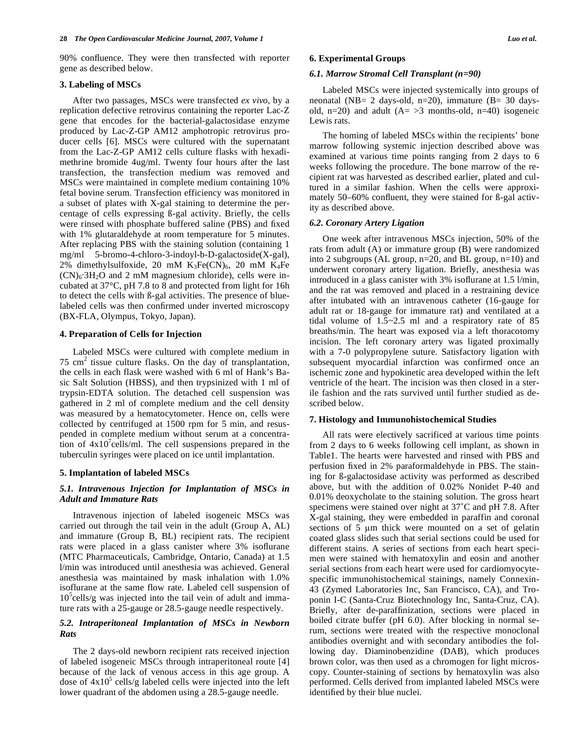90% confluence. They were then transfected with reporter gene as described below.

### 3. Labeling of MSCs

After two passages, MSCs were transfected *ex vivo*, by a replication defective retrovirus containing the reporter Lac-Z gene that encodes for the bacterial-galactosidase enzyme produced by Lac-Z-GP AM12 amphotropic retrovirus producer cells [6]. MSCs were cultured with the supernatant from the Lac-Z-GP AM12 cells culture flasks with hexadimethrine bromide 4ug/ml. Twenty four hours after the last transfection, the transfection medium was removed and MSCs were maintained in complete medium containing 10% fetal bovine serum. Transfection efficiency was monitored in a subset of plates with X-gal staining to determine the percentage of cells expressing ß-gal activity. Briefly, the cells were rinsed with phosphate buffered saline (PBS) and fixed with 1% glutaraldehyde at room temperature for 5 minutes. After replacing PBS with the staining solution (containing 1 mg/ml 5-bromo-4-chloro-3-indoyl-b-D-galactoside(X-gal), 2% dimethylsulfoxide, 20 mM $K_3Fe(CN)_6$, 20 mM $K_4Fe(CN)_6{\cdot}3H_2O$ and 2 mM magnesium chloride), cells were incubated at 37°C, pH 7.8 to 8 and protected from light for 16h to detect the cells with ß-gal activities. The presence of blue-labeled cells was then confirmed under inverted microscopy (BX-FLA, Olympus, Tokyo, Japan).

### 4. Preparation of Cells for Injection

Labeled MSCs were cultured with complete medium in 75 $cm^2$ tissue culture flasks. On the day of transplantation, the cells in each flask were washed with 6 ml of Hank's Basic Salt Solution (HBSS), and then trypsinized with 1 ml of trypsin-EDTA solution. The detached cell suspension was gathered in 2 ml of complete medium and the cell density was measured by a hematocytometer. Hence on, cells were collected by centrifuged at 1500 rpm for 5 min, and resuspended in complete medium without serum at a concentration of $4x10^7$cells/ml. The cell suspensions prepared in the tuberculin syringes were placed on ice until implantation.

### 5. Implantation of labeled MSCs

#### *5.1. Intravenous Injection for Implantation of MSCs in Adult and Immature Rats*

Intravenous injection of labeled isogeneic MSCs was carried out through the tail vein in the adult (Group A, AL) and immature (Group B, BL) recipient rats. The recipient rats were placed in a glass canister where 3% isoflurane (MTC Pharmaceuticals, Cambridge, Ontario, Canada) at 1.5 l/min was introduced until anesthesia was achieved. General anesthesia was maintained by mask inhalation with 1.0% isoflurane at the same flow rate. Labeled cell suspension of $10^5$cells/g was injected into the tail vein of adult and immature rats with a 25-gauge or 28.5-gauge needle respectively.

#### *5.2. Intraperitoneal Implantation of MSCs in Newborn Rats*

The 2 days-old newborn recipient rats received injection of labeled isogeneic MSCs through intraperitoneal route [4] because of the lack of venous access in this age group. A dose of $4x10^5$ cells/g labeled cells were injected into the left lower quadrant of the abdomen using a 28.5-gauge needle.

### 6. Experimental Groups

#### *6.1. Marrow Stromal Cell Transplant (n=90)*

Labeled MSCs were injected systemically into groups of neonatal (NB= 2 days-old, n=20), immature (B= 30 days-old, n=20) and adult (A= >3 months-old, n=40) isogeneic Lewis rats.

The homing of labeled MSCs within the recipients' bone marrow following systemic injection described above was examined at various time points ranging from 2 days to 6 weeks following the procedure. The bone marrow of the recipient rat was harvested as described earlier, plated and cultured in a similar fashion. When the cells were approximately 50–60% confluent, they were stained for ß-gal activity as described above.

#### *6.2. Coronary Artery Ligation*

One week after intravenous MSCs injection, 50% of the rats from adult (A) or immature group (B) were randomized into 2 subgroups (AL group, n=20, and BL group, n=10) and underwent coronary artery ligation. Briefly, anesthesia was introduced in a glass canister with 3% isoflurane at 1.5 l/min, and the rat was removed and placed in a restraining device after intubated with an intravenous catheter (16-gauge for adult rat or 18-gauge for immature rat) and ventilated at a tidal volume of 1.5~2.5 ml and a respiratory rate of 85 breaths/min. The heart was exposed via a left thoracotomy incision. The left coronary artery was ligated proximally with a 7-0 polypropylene suture. Satisfactory ligation with subsequent myocardial infarction was confirmed once an ischemic zone and hypokinetic area developed within the left ventricle of the heart. The incision was then closed in a sterile fashion and the rats survived until further studied as described below.

### 7. Histology and Immunohistochemical Studies

All rats were electively sacrificed at various time points from 2 days to 6 weeks following cell implant, as shown in Table1. The hearts were harvested and rinsed with PBS and perfusion fixed in 2% paraformaldehyde in PBS. The staining for ß-galactosidase activity was performed as described above, but with the addition of 0.02% Nonidet P-40 and 0.01% deoxycholate to the staining solution. The gross heart specimens were stained over night at 37˚C and pH 7.8. After X-gal staining, they were embedded in paraffin and coronal sections of 5 µm thick were mounted on a set of gelatin coated glass slides such that serial sections could be used for different stains. A series of sections from each heart specimen were stained with hematoxylin and eosin and another serial sections from each heart were used for cardiomyocyte-specific immunohistochemical stainings, namely Connexin-43 (Zymed Laboratories Inc, San Francisco, CA), and Troponin I-C (Santa-Cruz Biotechnology Inc, Santa-Cruz, CA). Briefly, after de-paraffinization, sections were placed in boiled citrate buffer (pH 6.0). After blocking in normal serum, sections were treated with the respective monoclonal antibodies overnight and with secondary antibodies the following day. Diaminobenzidine (DAB), which produces brown color, was then used as a chromogen for light microscopy. Counter-staining of sections by hematoxylin was also performed. Cells derived from implanted labeled MSCs were identified by their blue nuclei.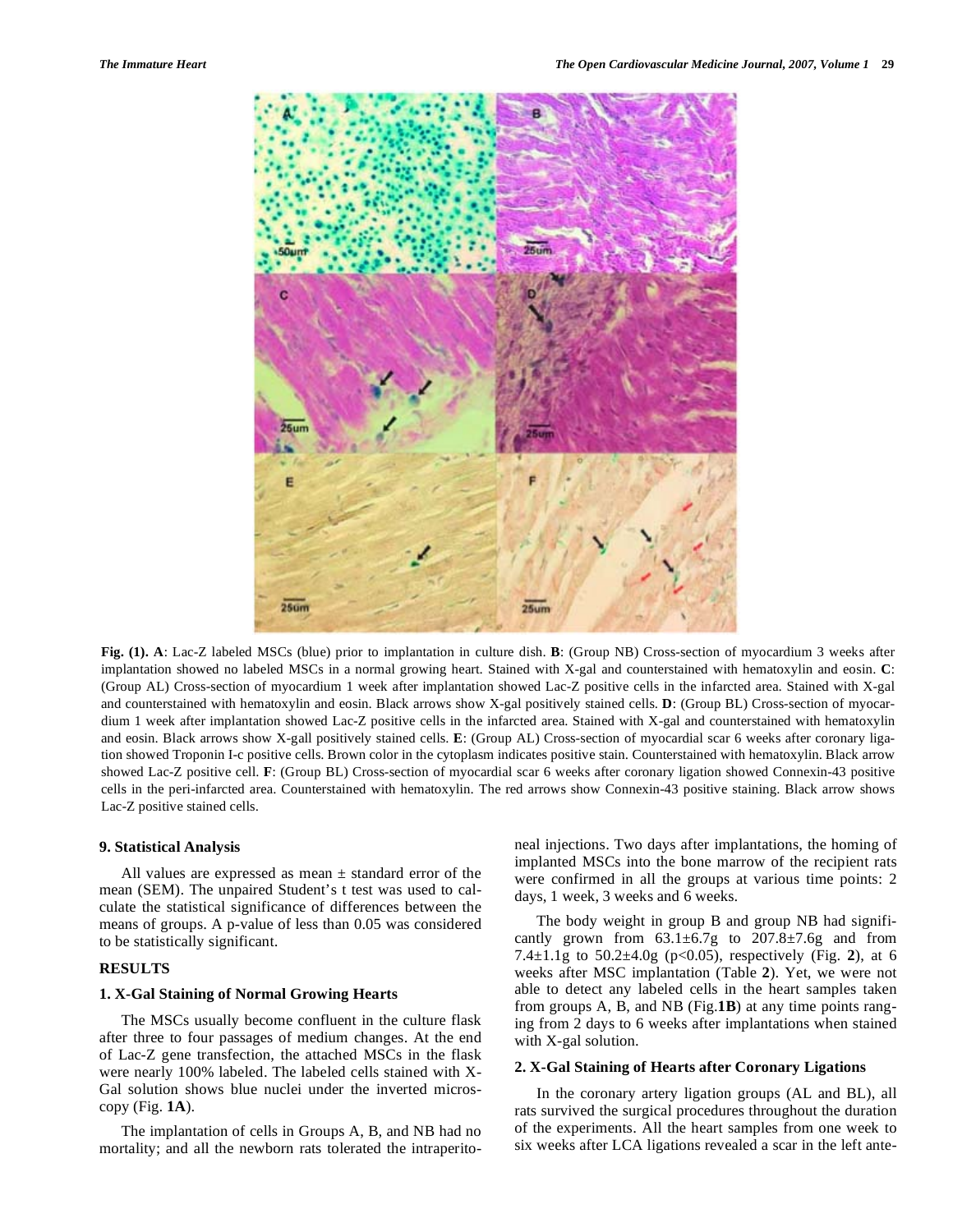**Fig. (1). A**: Lac-Z labeled MSCs (blue) prior to implantation in culture dish. **B**: (Group NB) Cross-section of myocardium 3 weeks after implantation showed no labeled MSCs in a normal growing heart. Stained with X-gal and counterstained with hematoxylin and eosin. **C**: (Group AL) Cross-section of myocardium 1 week after implantation showed Lac-Z positive cells in the infarcted area. Stained with X-gal and counterstained with hematoxylin and eosin. Black arrows show X-gal positively stained cells. **D**: (Group BL) Cross-section of myocardium 1 week after implantation showed Lac-Z positive cells in the infarcted area. Stained with X-gal and counterstained with hematoxylin and eosin. Black arrows show X-gall positively stained cells. **E**: (Group AL) Cross-section of myocardial scar 6 weeks after coronary ligation showed Troponin I-c positive cells. Brown color in the cytoplasm indicates positive stain. Counterstained with hematoxylin. Black arrow showed Lac-Z positive cell. **F**: (Group BL) Cross-section of myocardial scar 6 weeks after coronary ligation showed Connexin-43 positive cells in the peri-infarcted area. Counterstained with hematoxylin. The red arrows show Connexin-43 positive staining. Black arrow shows Lac-Z positive stained cells.

### 9. Statistical Analysis

All values are expressed as mean ± standard error of the mean (SEM). The unpaired Student's t test was used to calculate the statistical significance of differences between the means of groups. A p-value of less than 0.05 was considered to be statistically significant.

## RESULTS

### 1. X-Gal Staining of Normal Growing Hearts

The MSCs usually become confluent in the culture flask after three to four passages of medium changes. At the end of Lac-Z gene transfection, the attached MSCs in the flask were nearly 100% labeled. The labeled cells stained with X-Gal solution shows blue nuclei under the inverted microscopy (Fig. **1A**).

The implantation of cells in Groups A, B, and NB had no mortality; and all the newborn rats tolerated the intraperitoneal injections. Two days after implantations, the homing of implanted MSCs into the bone marrow of the recipient rats were confirmed in all the groups at various time points: 2 days, 1 week, 3 weeks and 6 weeks.

The body weight in group B and group NB had significantly grown from 63.1±6.7g to 207.8±7.6g and from 7.4±1.1g to 50.2±4.0g ($p<0.05$), respectively (Fig. **2**), at 6 weeks after MSC implantation (Table **2**). Yet, we were not able to detect any labeled cells in the heart samples taken from groups A, B, and NB (Fig.**1B**) at any time points ranging from 2 days to 6 weeks after implantations when stained with X-gal solution.

### 2. X-Gal Staining of Hearts after Coronary Ligations

In the coronary artery ligation groups (AL and BL), all rats survived the surgical procedures throughout the duration of the experiments. All the heart samples from one week to six weeks after LCA ligations revealed a scar in the left ante-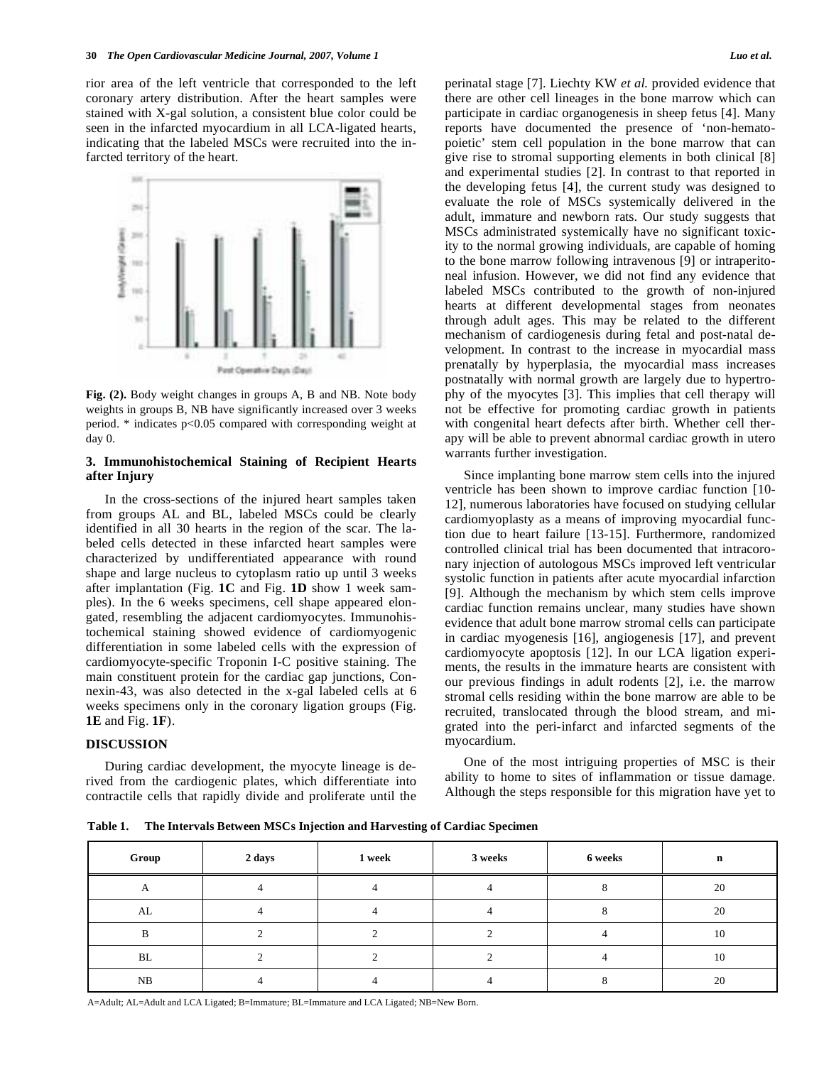rior area of the left ventricle that corresponded to the left coronary artery distribution. After the heart samples were stained with X-gal solution, a consistent blue color could be seen in the infarcted myocardium in all LCA-ligated hearts, indicating that the labeled MSCs were recruited into the infarcted territory of the heart.

**Fig. (2).** Body weight changes in groups A, B and NB. Note body weights in groups B, NB have significantly increased over 3 weeks period. * indicates $p<0.05$ compared with corresponding weight at day 0.

### 3. Immunohistochemical Staining of Recipient Hearts after Injury

In the cross-sections of the injured heart samples taken from groups AL and BL, labeled MSCs could be clearly identified in all 30 hearts in the region of the scar. The labeled cells detected in these infarcted heart samples were characterized by undifferentiated appearance with round shape and large nucleus to cytoplasm ratio up until 3 weeks after implantation (Fig. **1C** and Fig. **1D** show 1 week samples). In the 6 weeks specimens, cell shape appeared elongated, resembling the adjacent cardiomyocytes. Immunohistochemical staining showed evidence of cardiomyogenic differentiation in some labeled cells with the expression of cardiomyocyte-specific Troponin I-C positive staining. The main constituent protein for the cardiac gap junctions, Connexin-43, was also detected in the x-gal labeled cells at 6 weeks specimens only in the coronary ligation groups (Fig. **1E** and Fig. **1F**).

## DISCUSSION

During cardiac development, the myocyte lineage is derived from the cardiogenic plates, which differentiate into contractile cells that rapidly divide and proliferate until the perinatal stage [7]. Liechty KW *et al.* provided evidence that there are other cell lineages in the bone marrow which can participate in cardiac organogenesis in sheep fetus [4]. Many reports have documented the presence of 'non-hematopoietic' stem cell population in the bone marrow that can give rise to stromal supporting elements in both clinical [8] and experimental studies [2]. In contrast to that reported in the developing fetus [4], the current study was designed to evaluate the role of MSCs systemically delivered in the adult, immature and newborn rats. Our study suggests that MSCs administrated systemically have no significant toxicity to the normal growing individuals, are capable of homing to the bone marrow following intravenous [9] or intraperitoneal infusion. However, we did not find any evidence that labeled MSCs contributed to the growth of non-injured hearts at different developmental stages from neonates through adult ages. This may be related to the different mechanism of cardiogenesis during fetal and post-natal development. In contrast to the increase in myocardial mass prenatally by hyperplasia, the myocardial mass increases postnatally with normal growth are largely due to hypertrophy of the myocytes [3]. This implies that cell therapy will not be effective for promoting cardiac growth in patients with congenital heart defects after birth. Whether cell therapy will be able to prevent abnormal cardiac growth in utero warrants further investigation.

Since implanting bone marrow stem cells into the injured ventricle has been shown to improve cardiac function [10-12], numerous laboratories have focused on studying cellular cardiomyoplasty as a means of improving myocardial function due to heart failure [13-15]. Furthermore, randomized controlled clinical trial has been documented that intracoronary injection of autologous MSCs improved left ventricular systolic function in patients after acute myocardial infarction [9]. Although the mechanism by which stem cells improve cardiac function remains unclear, many studies have shown evidence that adult bone marrow stromal cells can participate in cardiac myogenesis [16], angiogenesis [17], and prevent cardiomyocyte apoptosis [12]. In our LCA ligation experiments, the results in the immature hearts are consistent with our previous findings in adult rodents [2], i.e. the marrow stromal cells residing within the bone marrow are able to be recruited, translocated through the blood stream, and migrated into the peri-infarct and infarcted segments of the myocardium.

One of the most intriguing properties of MSC is their ability to home to sites of inflammation or tissue damage. Although the steps responsible for this migration have yet to

**Table 1. The Intervals Between MSCs Injection and Harvesting of Cardiac Specimen**

| Group | 2 days | 1 week | 3 weeks | 6 weeks | n |
|---|---|---|---|---|---|
| A | 4 | 4 | 4 | 8 | 20 |
| AL | 4 | 4 | 4 | 8 | 20 |
| B | 2 | 2 | 2 | 4 | 10 |
| BL | 2 | 2 | 2 | 4 | 10 |
| NB | 4 | 4 | 4 | 8 | 20 |

A=Adult; AL=Adult and LCA Ligated; B=Immature; BL=Immature and LCA Ligated; NB=New Born.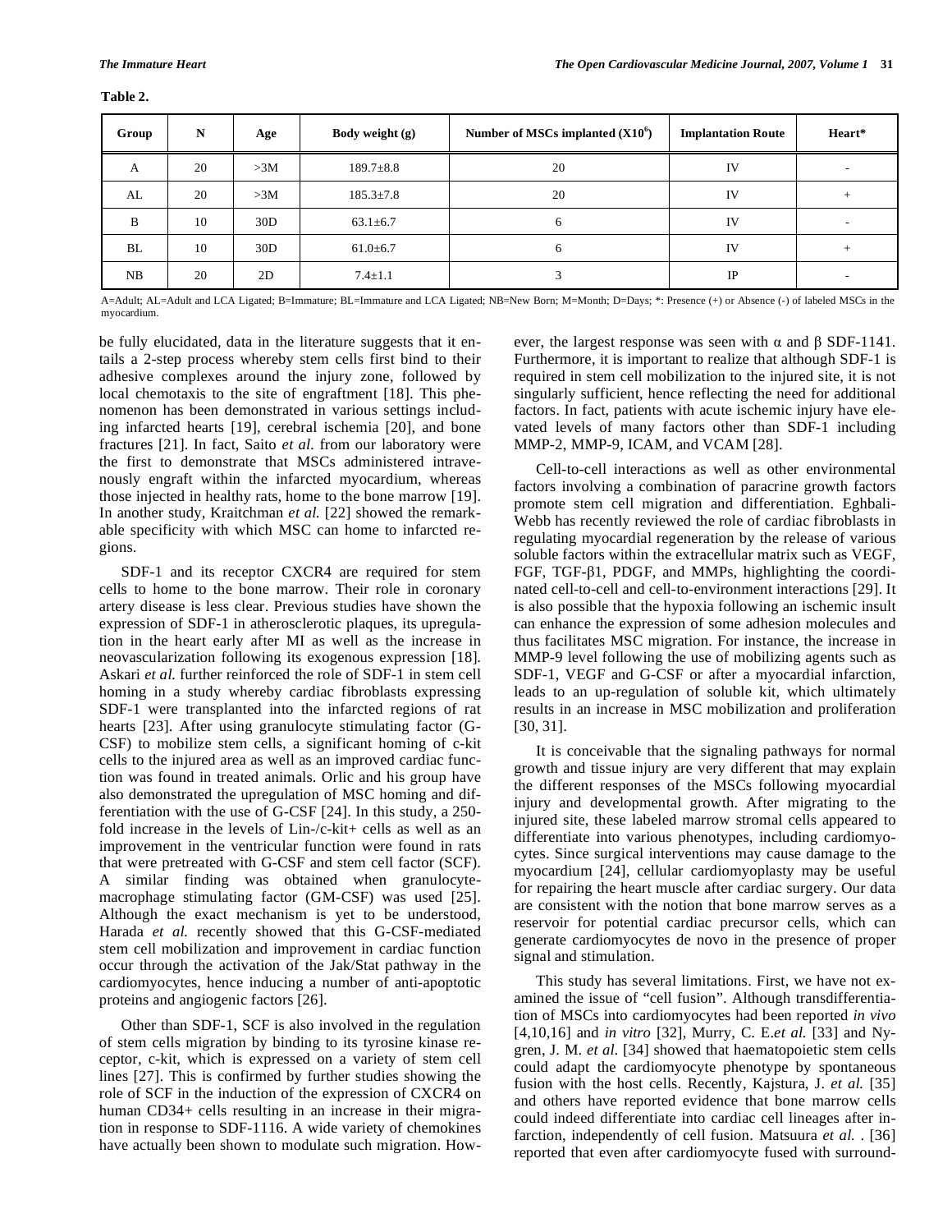**Table 2.**

| Group | N | Age | Body weight (g) | Number of MSCs implanted ($X10^6$) | Implantation Route | Heart* |
|---|---|---|---|---|---|---|
| A | 20 | >3M | 189.7±8.8 | 20 | IV | - |
| AL | 20 | >3M | 185.3±7.8 | 20 | IV | + |
| B | 10 | 30D | 63.1±6.7 | 6 | IV | - |
| BL | 10 | 30D | 61.0±6.7 | 6 | IV | + |
| NB | 20 | 2D | 7.4±1.1 | 3 | IP | - |

A=Adult; AL=Adult and LCA Ligated; B=Immature; BL=Immature and LCA Ligated; NB=New Born; M=Month; D=Days; *: Presence (+) or Absence (-) of labeled MSCs in the myocardium.

be fully elucidated, data in the literature suggests that it entails a 2-step process whereby stem cells first bind to their adhesive complexes around the injury zone, followed by local chemotaxis to the site of engraftment [18]. This phenomenon has been demonstrated in various settings including infarcted hearts [19], cerebral ischemia [20], and bone fractures [21]. In fact, Saito *et al.* from our laboratory were the first to demonstrate that MSCs administered intravenously engraft within the infarcted myocardium, whereas those injected in healthy rats, home to the bone marrow [19]. In another study, Kraitchman *et al.* [22] showed the remarkable specificity with which MSC can home to infarcted regions.

SDF-1 and its receptor CXCR4 are required for stem cells to home to the bone marrow. Their role in coronary artery disease is less clear. Previous studies have shown the expression of SDF-1 in atherosclerotic plaques, its upregulation in the heart early after MI as well as the increase in neovascularization following its exogenous expression [18]. Askari *et al.* further reinforced the role of SDF-1 in stem cell homing in a study whereby cardiac fibroblasts expressing SDF-1 were transplanted into the infarcted regions of rat hearts [23]. After using granulocyte stimulating factor (G-CSF) to mobilize stem cells, a significant homing of c-kit cells to the injured area as well as an improved cardiac function was found in treated animals. Orlic and his group have also demonstrated the upregulation of MSC homing and differentiation with the use of G-CSF [24]. In this study, a 250-fold increase in the levels of Lin-/c-kit+ cells as well as an improvement in the ventricular function were found in rats that were pretreated with G-CSF and stem cell factor (SCF). A similar finding was obtained when granulocyte-macrophage stimulating factor (GM-CSF) was used [25]. Although the exact mechanism is yet to be understood, Harada *et al.* recently showed that this G-CSF-mediated stem cell mobilization and improvement in cardiac function occur through the activation of the Jak/Stat pathway in the cardiomyocytes, hence inducing a number of anti-apoptotic proteins and angiogenic factors [26].

Other than SDF-1, SCF is also involved in the regulation of stem cells migration by binding to its tyrosine kinase receptor, c-kit, which is expressed on a variety of stem cell lines [27]. This is confirmed by further studies showing the role of SCF in the induction of the expression of CXCR4 on human CD34+ cells resulting in an increase in their migration in response to SDF-1116. A wide variety of chemokines have actually been shown to modulate such migration. However, the largest response was seen with α and β SDF-1141. Furthermore, it is important to realize that although SDF-1 is required in stem cell mobilization to the injured site, it is not singularly sufficient, hence reflecting the need for additional factors. In fact, patients with acute ischemic injury have elevated levels of many factors other than SDF-1 including MMP-2, MMP-9, ICAM, and VCAM [28].

Cell-to-cell interactions as well as other environmental factors involving a combination of paracrine growth factors promote stem cell migration and differentiation. Eghbali-Webb has recently reviewed the role of cardiac fibroblasts in regulating myocardial regeneration by the release of various soluble factors within the extracellular matrix such as VEGF, FGF, TGF-β1, PDGF, and MMPs, highlighting the coordinated cell-to-cell and cell-to-environment interactions [29]. It is also possible that the hypoxia following an ischemic insult can enhance the expression of some adhesion molecules and thus facilitates MSC migration. For instance, the increase in MMP-9 level following the use of mobilizing agents such as SDF-1, VEGF and G-CSF or after a myocardial infarction, leads to an up-regulation of soluble kit, which ultimately results in an increase in MSC mobilization and proliferation [30, 31].

It is conceivable that the signaling pathways for normal growth and tissue injury are very different that may explain the different responses of the MSCs following myocardial injury and developmental growth. After migrating to the injured site, these labeled marrow stromal cells appeared to differentiate into various phenotypes, including cardiomyocytes. Since surgical interventions may cause damage to the myocardium [24], cellular cardiomyoplasty may be useful for repairing the heart muscle after cardiac surgery. Our data are consistent with the notion that bone marrow serves as a reservoir for potential cardiac precursor cells, which can generate cardiomyocytes de novo in the presence of proper signal and stimulation.

This study has several limitations. First, we have not examined the issue of "cell fusion". Although transdifferentiation of MSCs into cardiomyocytes had been reported *in vivo* [4,10,16] and *in vitro* [32], Murry, C. E.*et al.* [33] and Nygren, J. M. *et al.* [34] showed that haematopoietic stem cells could adapt the cardiomyocyte phenotype by spontaneous fusion with the host cells. Recently, Kajstura, J. *et al.* [35] and others have reported evidence that bone marrow cells could indeed differentiate into cardiac cell lineages after infarction, independently of cell fusion. Matsuura *et al.* . [36] reported that even after cardiomyocyte fused with surround-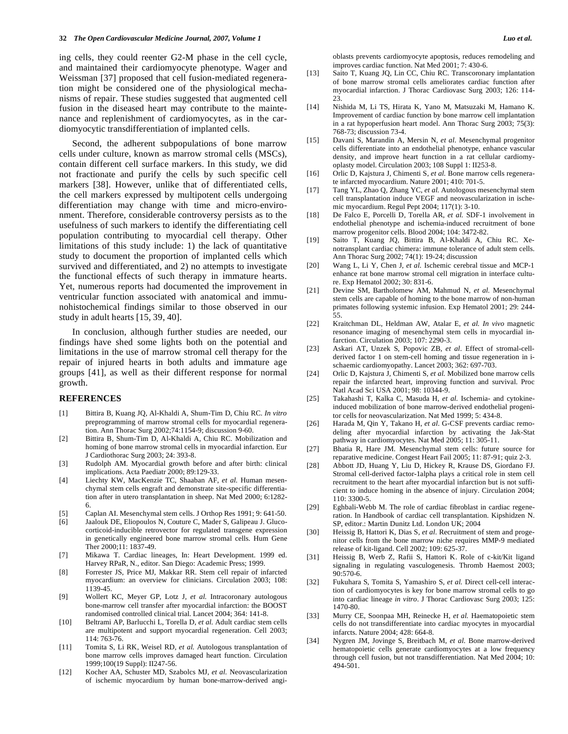ing cells, they could reenter G2-M phase in the cell cycle, and maintained their cardiomyocyte phenotype. Wager and Weissman [37] proposed that cell fusion-mediated regeneration might be considered one of the physiological mechanisms of repair. These studies suggested that augmented cell fusion in the diseased heart may contribute to the maintenance and replenishment of cardiomyocytes, as in the cardiomyocytic transdifferentiation of implanted cells.

Second, the adherent subpopulations of bone marrow cells under culture, known as marrow stromal cells (MSCs), contain different cell surface markers. In this study, we did not fractionate and purify the cells by such specific cell markers [38]. However, unlike that of differentiated cells, the cell markers expressed by multipotent cells undergoing differentiation may change with time and micro-environment. Therefore, considerable controversy persists as to the usefulness of such markers to identify the differentiating cell population contributing to myocardial cell therapy. Other limitations of this study include: 1) the lack of quantitative study to document the proportion of implanted cells which survived and differentiated, and 2) no attempts to investigate the functional effects of such therapy in immature hearts. Yet, numerous reports had documented the improvement in ventricular function associated with anatomical and immunohistochemical findings similar to those observed in our study in adult hearts [15, 39, 40].

In conclusion, although further studies are needed, our findings have shed some lights both on the potential and limitations in the use of marrow stromal cell therapy for the repair of injured hearts in both adults and immature age groups [41], as well as their different response for normal growth.

## REFERENCES

[1] Bittira B, Kuang JQ, Al-Khaldi A, Shum-Tim D, Chiu RC. *In vitro* preprogramming of marrow stromal cells for myocardial regeneration. Ann Thorac Surg 2002;74:1154-9; discussion 9-60.

[2] Bittira B, Shum-Tim D, Al-Khaldi A, Chiu RC. Mobilization and homing of bone marrow stromal cells in myocardial infarction. Eur J Cardiothorac Surg 2003; 24: 393-8.

[3] Rudolph AM. Myocardial growth before and after birth: clinical implications. Acta Paediatr 2000; 89:129-33.

[4] Liechty KW, MacKenzie TC, Shaaban AF, *et al.* Human mesenchymal stem cells engraft and demonstrate site-specific differentiation after in utero transplantation in sheep. Nat Med 2000; 6:1282-6.

[5] Caplan AI. Mesenchymal stem cells. J Orthop Res 1991; 9: 641-50.

[6] Jaalouk DE, Eliopoulos N, Couture C, Mader S, Galipeau J. Glucocorticoid-inducible retrovector for regulated transgene expression in genetically engineered bone marrow stromal cells. Hum Gene Ther 2000;11: 1837-49.

[7] Mikawa T. Cardiac lineages, In: Heart Development. 1999 ed. Harvey RPaR, N., editor. San Diego: Academic Press; 1999.

[8] Forrester JS, Price MJ, Makkar RR. Stem cell repair of infarcted myocardium: an overview for clinicians. Circulation 2003; 108: 1139-45.

[9] Wollert KC, Meyer GP, Lotz J, *et al.* Intracoronary autologous bone-marrow cell transfer after myocardial infarction: the BOOST randomised controlled clinical trial. Lancet 2004; 364: 141-8.

[10] Beltrami AP, Barlucchi L, Torella D, *et al.* Adult cardiac stem cells are multipotent and support myocardial regeneration. Cell 2003; 114: 763-76.

[11] Tomita S, Li RK, Weisel RD, *et al.* Autologous transplantation of bone marrow cells improves damaged heart function. Circulation 1999;100(19 Suppl): II247-56.

[12] Kocher AA, Schuster MD, Szabolcs MJ, *et al.* Neovascularization of ischemic myocardium by human bone-marrow-derived angioblasts prevents cardiomyocyte apoptosis, reduces remodeling and improves cardiac function. Nat Med 2001; 7: 430-6.

[13] Saito T, Kuang JQ, Lin CC, Chiu RC. Transcoronary implantation of bone marrow stromal cells ameliorates cardiac function after myocardial infarction. J Thorac Cardiovasc Surg 2003; 126: 114-23.

[14] Nishida M, Li TS, Hirata K, Yano M, Matsuzaki M, Hamano K. Improvement of cardiac function by bone marrow cell implantation in a rat hypoperfusion heart model. Ann Thorac Surg 2003; 75(3): 768-73; discussion 73-4.

[15] Davani S, Marandin A, Mersin N, *et al.* Mesenchymal progenitor cells differentiate into an endothelial phenotype, enhance vascular density, and improve heart function in a rat cellular cardiomyoplasty model. Circulation 2003; 108 Suppl 1: II253-8.

[16] Orlic D, Kajstura J, Chimenti S, *et al.* Bone marrow cells regenerate infarcted myocardium. Nature 2001; 410: 701-5.

[17] Tang YL, Zhao Q, Zhang YC, *et al.* Autologous mesenchymal stem cell transplantation induce VEGF and neovascularization in ischemic myocardium. Regul Pept 2004; 117(1): 3-10.

[18] De Falco E, Porcelli D, Torella AR, *et al.* SDF-1 involvement in endothelial phenotype and ischemia-induced recruitment of bone marrow progenitor cells. Blood 2004; 104: 3472-82.

[19] Saito T, Kuang JQ, Bittira B, Al-Khaldi A, Chiu RC. Xenotransplant cardiac chimera: immune tolerance of adult stem cells. Ann Thorac Surg 2002; 74(1): 19-24; discussion

[20] Wang L, Li Y, Chen J, *et al.* Ischemic cerebral tissue and MCP-1 enhance rat bone marrow stromal cell migration in interface culture. Exp Hematol 2002; 30: 831-6.

[21] Devine SM, Bartholomew AM, Mahmud N, *et al.* Mesenchymal stem cells are capable of homing to the bone marrow of non-human primates following systemic infusion. Exp Hematol 2001; 29: 244-55.

[22] Kraitchman DL, Heldman AW, Atalar E, *et al. In vivo* magnetic resonance imaging of mesenchymal stem cells in myocardial infarction. Circulation 2003; 107: 2290-3.

[23] Askari AT, Unzek S, Popovic ZB, *et al*. Effect of stromal-cell-derived factor 1 on stem-cell homing and tissue regeneration in ischaemic cardiomyopathy. Lancet 2003; 362: 697-703.

[24] Orlic D, Kajstura J, Chimenti S, *et al.* Mobilized bone marrow cells repair the infarcted heart, improving function and survival. Proc Natl Acad Sci USA 2001; 98: 10344-9.

[25] Takahashi T, Kalka C, Masuda H, *et al.* Ischemia- and cytokine-induced mobilization of bone marrow-derived endothelial progenitor cells for neovascularization. Nat Med 1999; 5: 434-8.

[26] Harada M, Qin Y, Takano H, *et al*. G-CSF prevents cardiac remodeling after myocardial infarction by activating the Jak-Stat pathway in cardiomyocytes. Nat Med 2005; 11: 305-11.

[27] Bhatia R, Hare JM. Mesenchymal stem cells: future source for reparative medicine. Congest Heart Fail 2005; 11: 87-91; quiz 2-3.

[28] Abbott JD, Huang Y, Liu D, Hickey R, Krause DS, Giordano FJ. Stromal cell-derived factor-1alpha plays a critical role in stem cell recruitment to the heart after myocardial infarction but is not sufficient to induce homing in the absence of injury. Circulation 2004; 110: 3300-5.

[29] Eghbali-Webb M. The role of cardiac fibroblast in cardiac regeneration. In Handbook of cardiac cell transplantation. Kipshidzen N. SP, editor.: Martin Dunitz Ltd. London UK; 2004

[30] Heissig B, Hattori K, Dias S, *et al*. Recruitment of stem and progenitor cells from the bone marrow niche requires MMP-9 mediated release of kit-ligand. Cell 2002; 109: 625-37.

[31] Heissig B, Werb Z, Rafii S, Hattori K. Role of c-kit/Kit ligand signaling in regulating vasculogenesis. Thromb Haemost 2003; 90:570-6.

[32] Fukuhara S, Tomita S, Yamashiro S, *et al.* Direct cell-cell interaction of cardiomyocytes is key for bone marrow stromal cells to go into cardiac lineage *in vitro*. J Thorac Cardiovasc Surg 2003; 125: 1470-80.

[33] Murry CE, Soonpaa MH, Reinecke H, *et al.* Haematopoietic stem cells do not transdifferentiate into cardiac myocytes in myocardial infarcts. Nature 2004; 428: 664-8.

[34] Nygren JM, Jovinge S, Breitbach M, *et al.* Bone marrow-derived hematopoietic cells generate cardiomyocytes at a low frequency through cell fusion, but not transdifferentiation. Nat Med 2004; 10: 494-501.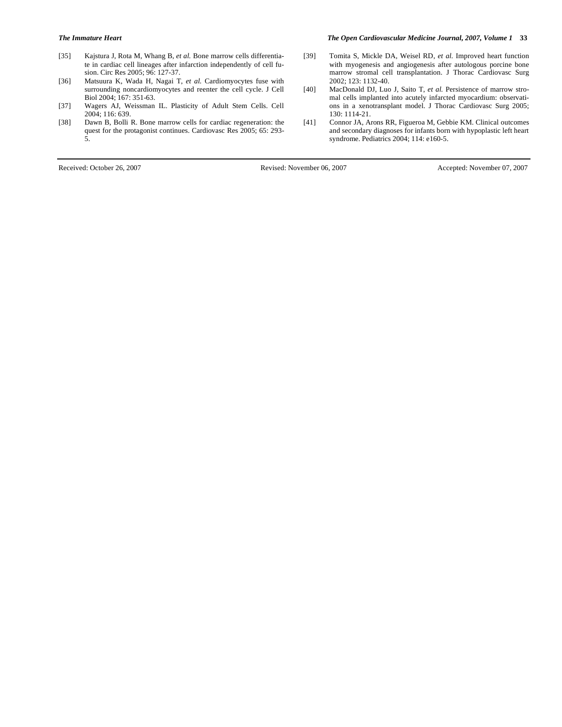[35] Kajstura J, Rota M, Whang B, *et al.* Bone marrow cells differentiate in cardiac cell lineages after infarction independently of cell fusion. Circ Res 2005; 96: 127-37.

[36] Matsuura K, Wada H, Nagai T, *et al.* Cardiomyocytes fuse with surrounding noncardiomyocytes and reenter the cell cycle. J Cell Biol 2004; 167: 351-63.

[37] Wagers AJ, Weissman IL. Plasticity of Adult Stem Cells. Cell 2004; 116: 639.

[38] Dawn B, Bolli R. Bone marrow cells for cardiac regeneration: the quest for the protagonist continues. Cardiovasc Res 2005; 65: 293-5.

[39] Tomita S, Mickle DA, Weisel RD, *et al.* Improved heart function with myogenesis and angiogenesis after autologous porcine bone marrow stromal cell transplantation. J Thorac Cardiovasc Surg 2002; 123: 1132-40.

[40] MacDonald DJ, Luo J, Saito T, *et al.* Persistence of marrow stromal cells implanted into acutely infarcted myocardium: observations in a xenotransplant model. J Thorac Cardiovasc Surg 2005; 130: 1114-21.

[41] Connor JA, Arons RR, Figueroa M, Gebbie KM. Clinical outcomes and secondary diagnoses for infants born with hypoplastic left heart syndrome. Pediatrics 2004; 114: e160-5.

Received: October 26, 2007 Revised: November 06, 2007 Accepted: November 07, 2007